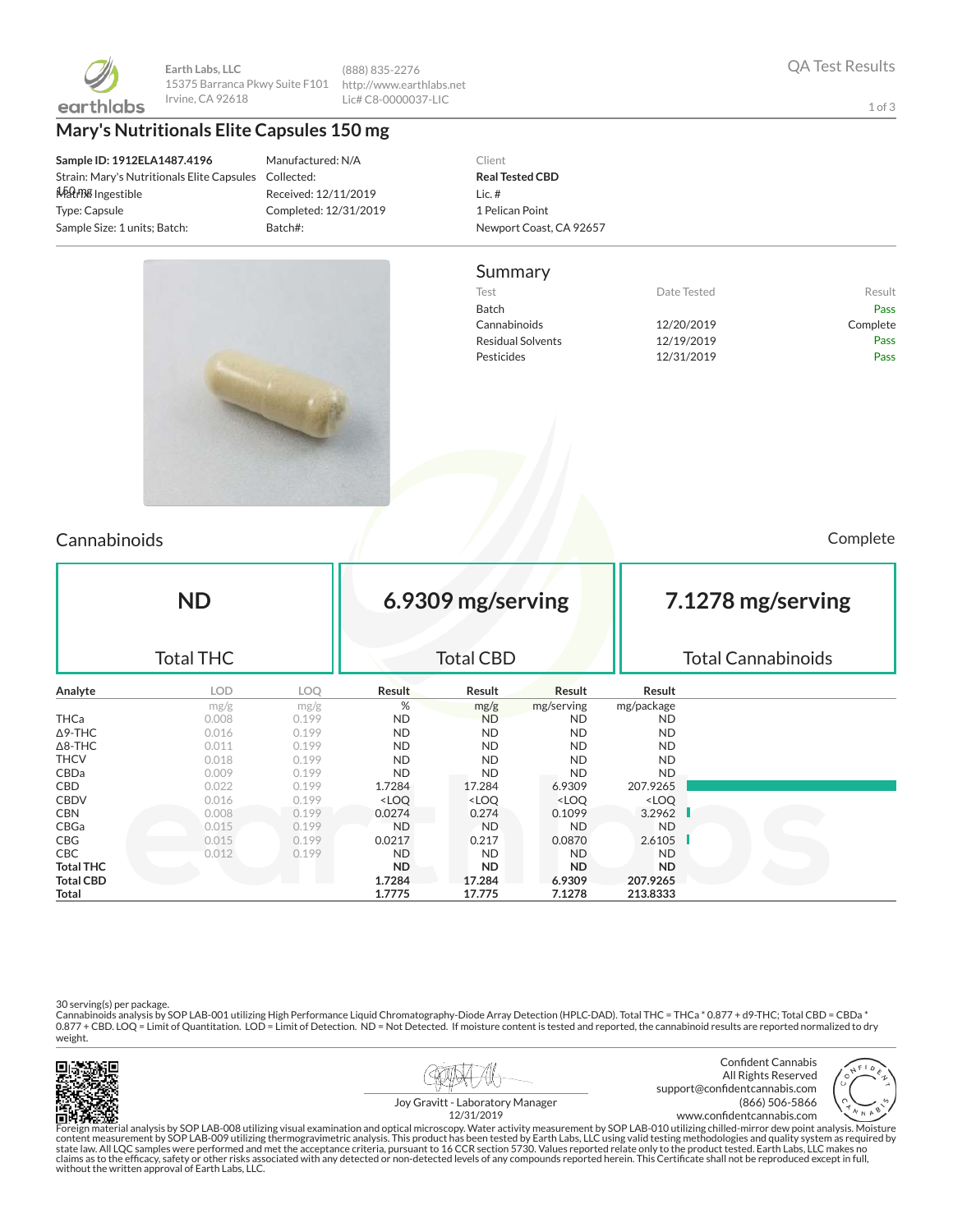Earth Labs, LLC
15375 Barranca Pkwy Suite F101
Irvine, CA 92618

(888) 835-2276
http://www.earthlabs.net
Lic# C8-0000037-LIC

QA Test Results

# Mary's Nutritionals Elite Capsules 150 mg

**Sample ID: 1912ELA1487.4196**
Strain: Mary's Nutritionals Elite Capsules 150 mg
Matrix: Ingestible
Type: Capsule
Sample Size: 1 units; Batch:

Manufactured: N/A
Collected:
Received: 12/11/2019
Completed: 12/31/2019
Batch#:

Client
**Real Tested CBD**
Lic. #
1 Pelican Point
Newport Coast, CA 92657

## Summary

| Test | Date Tested | Result |
|---|---|---|
| Batch | | Pass |
| Cannabinoids | 12/20/2019 | Complete |
| Residual Solvents | 12/19/2019 | Pass |
| Pesticides | 12/31/2019 | Pass |

## Cannabinoids

Complete

| ND | 6.9309 mg/serving | 7.1278 mg/serving |
|---|---|---|
| Total THC | Total CBD | Total Cannabinoids |

| Analyte | LOD | LOQ | Result | Result | Result | Result |
|---|---|---|---|---|---|---|
| | mg/g | mg/g | % | mg/g | mg/serving | mg/package |
| THCa | 0.008 | 0.199 | ND | ND | ND | ND |
| Δ9-THC | 0.016 | 0.199 | ND | ND | ND | ND |
| Δ8-THC | 0.011 | 0.199 | ND | ND | ND | ND |
| THCV | 0.018 | 0.199 | ND | ND | ND | ND |
| CBDa | 0.009 | 0.199 | ND | ND | ND | ND |
| CBD | 0.022 | 0.199 | 1.7284 | 17.284 | 6.9309 | 207.9265 |
| CBDV | 0.016 | 0.199 | <LOQ | <LOQ | <LOQ | <LOQ |
| CBN | 0.008 | 0.199 | 0.0274 | 0.274 | 0.1099 | 3.2962 |
| CBGa | 0.015 | 0.199 | ND | ND | ND | ND |
| CBG | 0.015 | 0.199 | 0.0217 | 0.217 | 0.0870 | 2.6105 |
| CBC | 0.012 | 0.199 | ND | ND | ND | ND |
| **Total THC** | | | **ND** | **ND** | **ND** | **ND** |
| **Total CBD** | | | **1.7284** | **17.284** | **6.9309** | **207.9265** |
| **Total** | | | **1.7775** | **17.775** | **7.1278** | **213.8333** |

30 serving(s) per package.
Cannabinoids analysis by SOP LAB-001 utilizing High Performance Liquid Chromatography-Diode Array Detection (HPLC-DAD). Total THC = THCa * 0.877 + d9-THC; Total CBD = CBDa * 0.877 + CBD. LOQ = Limit of Quantitation. LOD = Limit of Detection. ND = Not Detected. If moisture content is tested and reported, the cannabinoid results are reported normalized to dry weight.

Joy Gravitt - Laboratory Manager
12/31/2019

Confident Cannabis
All Rights Reserved
support@confidentcannabis.com
(866) 506-5866
www.confidentcannabis.com

Foreign material analysis by SOP LAB-008 utilizing visual examination and optical microscopy. Water activity measurement by SOP LAB-010 utilizing chilled-mirror dew point analysis. Moisture content measurement by SOP LAB-009 utilizing thermogravimetric analysis. This product has been tested by Earth Labs, LLC using valid testing methodologies and quality system as required by state law. All LQC samples were performed and met the acceptance criteria, pursuant to 16 CCR section 5730. Values reported relate only to the product tested. Earth Labs, LLC makes no claims as to the efficacy, safety or other risks associated with any detected or non-detected levels of any compounds reported herein. This Certificate shall not be reproduced except in full, without the written approval of Earth Labs, LLC.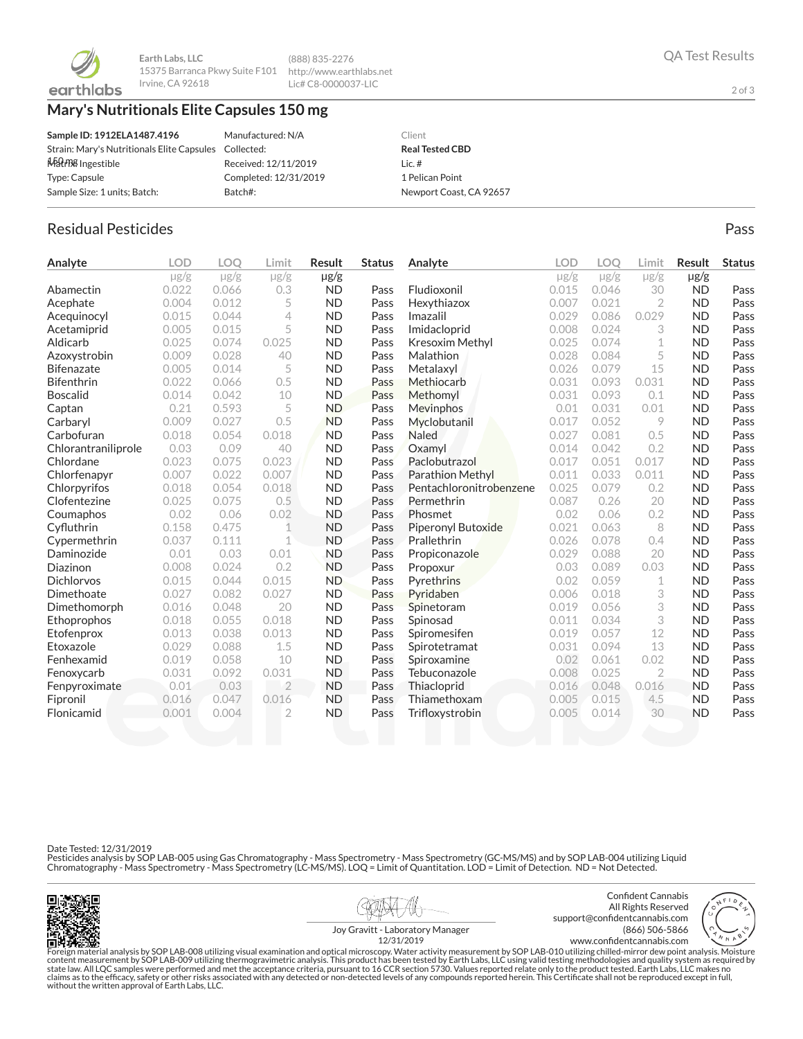Earth Labs, LLC
15375 Barranca Pkwy Suite F101
Irvine, CA 92618

(888) 835-2276
http://www.earthlabs.net
Lic# C8-0000037-LIC

QA Test Results

# Mary's Nutritionals Elite Capsules 150 mg

| | | |
|---|---|---|
| **Sample ID: 1912ELA1487.4196** | Manufactured: N/A | Client |
| Strain: Mary's Nutritionals Elite Capsules 150 mg | Collected: | **Real Tested CBD** |
| Matrix: Ingestible | Received: 12/11/2019 | Lic. # |
| Type: Capsule | Completed: 12/31/2019 | 1 Pelican Point |
| Sample Size: 1 units; Batch: | Batch#: | Newport Coast, CA 92657 |

## Residual Pesticides

Pass

| Analyte | LOD | LOQ | Limit | Result | Status |
|---|---|---|---|---|---|
| | µg/g | µg/g | µg/g | µg/g | |
| Abamectin | 0.022 | 0.066 | 0.3 | ND | Pass |
| Acephate | 0.004 | 0.012 | 5 | ND | Pass |
| Acequinocyl | 0.015 | 0.044 | 4 | ND | Pass |
| Acetamiprid | 0.005 | 0.015 | 5 | ND | Pass |
| Aldicarb | 0.025 | 0.074 | 0.025 | ND | Pass |
| Azoxystrobin | 0.009 | 0.028 | 40 | ND | Pass |
| Bifenazate | 0.005 | 0.014 | 5 | ND | Pass |
| Bifenthrin | 0.022 | 0.066 | 0.5 | ND | Pass |
| Boscalid | 0.014 | 0.042 | 10 | ND | Pass |
| Captan | 0.21 | 0.593 | 5 | ND | Pass |
| Carbaryl | 0.009 | 0.027 | 0.5 | ND | Pass |
| Carbofuran | 0.018 | 0.054 | 0.018 | ND | Pass |
| Chlorantraniliprole | 0.03 | 0.09 | 40 | ND | Pass |
| Chlordane | 0.023 | 0.075 | 0.023 | ND | Pass |
| Chlorfenapyr | 0.007 | 0.022 | 0.007 | ND | Pass |
| Chlorpyrifos | 0.018 | 0.054 | 0.018 | ND | Pass |
| Clofentezine | 0.025 | 0.075 | 0.5 | ND | Pass |
| Coumaphos | 0.02 | 0.06 | 0.02 | ND | Pass |
| Cyfluthrin | 0.158 | 0.475 | 1 | ND | Pass |
| Cypermethrin | 0.037 | 0.111 | 1 | ND | Pass |
| Daminozide | 0.01 | 0.03 | 0.01 | ND | Pass |
| Diazinon | 0.008 | 0.024 | 0.2 | ND | Pass |
| Dichlorvos | 0.015 | 0.044 | 0.015 | ND | Pass |
| Dimethoate | 0.027 | 0.082 | 0.027 | ND | Pass |
| Dimethomorph | 0.016 | 0.048 | 20 | ND | Pass |
| Ethoprophos | 0.018 | 0.055 | 0.018 | ND | Pass |
| Etofenprox | 0.013 | 0.038 | 0.013 | ND | Pass |
| Etoxazole | 0.029 | 0.088 | 1.5 | ND | Pass |
| Fenhexamid | 0.019 | 0.058 | 10 | ND | Pass |
| Fenoxycarb | 0.031 | 0.092 | 0.031 | ND | Pass |
| Fenpyroximate | 0.01 | 0.03 | 2 | ND | Pass |
| Fipronil | 0.016 | 0.047 | 0.016 | ND | Pass |
| Flonicamid | 0.001 | 0.004 | 2 | ND | Pass |
| Fludioxonil | 0.015 | 0.046 | 30 | ND | Pass |
| Hexythiazox | 0.007 | 0.021 | 2 | ND | Pass |
| Imazalil | 0.029 | 0.086 | 0.029 | ND | Pass |
| Imidacloprid | 0.008 | 0.024 | 3 | ND | Pass |
| Kresoxim Methyl | 0.025 | 0.074 | 1 | ND | Pass |
| Malathion | 0.028 | 0.084 | 5 | ND | Pass |
| Metalaxyl | 0.026 | 0.079 | 15 | ND | Pass |
| Methiocarb | 0.031 | 0.093 | 0.031 | ND | Pass |
| Methomyl | 0.031 | 0.093 | 0.1 | ND | Pass |
| Mevinphos | 0.01 | 0.031 | 0.01 | ND | Pass |
| Myclobutanil | 0.017 | 0.052 | 9 | ND | Pass |
| Naled | 0.027 | 0.081 | 0.5 | ND | Pass |
| Oxamyl | 0.014 | 0.042 | 0.2 | ND | Pass |
| Paclobutrazol | 0.017 | 0.051 | 0.017 | ND | Pass |
| Parathion Methyl | 0.011 | 0.033 | 0.011 | ND | Pass |
| Pentachloronitrobenzene | 0.025 | 0.079 | 0.2 | ND | Pass |
| Permethrin | 0.087 | 0.26 | 20 | ND | Pass |
| Phosmet | 0.02 | 0.06 | 0.2 | ND | Pass |
| Piperonyl Butoxide | 0.021 | 0.063 | 8 | ND | Pass |
| Prallethrin | 0.026 | 0.078 | 0.4 | ND | Pass |
| Propiconazole | 0.029 | 0.088 | 20 | ND | Pass |
| Propoxur | 0.03 | 0.089 | 0.03 | ND | Pass |
| Pyrethrins | 0.02 | 0.059 | 1 | ND | Pass |
| Pyridaben | 0.006 | 0.018 | 3 | ND | Pass |
| Spinetoram | 0.019 | 0.056 | 3 | ND | Pass |
| Spinosad | 0.011 | 0.034 | 3 | ND | Pass |
| Spiromesifen | 0.019 | 0.057 | 12 | ND | Pass |
| Spirotetramat | 0.031 | 0.094 | 13 | ND | Pass |
| Spiroxamine | 0.02 | 0.061 | 0.02 | ND | Pass |
| Tebuconazole | 0.008 | 0.025 | 2 | ND | Pass |
| Thiacloprid | 0.016 | 0.048 | 0.016 | ND | Pass |
| Thiamethoxam | 0.005 | 0.015 | 4.5 | ND | Pass |
| Trifloxystrobin | 0.005 | 0.014 | 30 | ND | Pass |

Date Tested: 12/31/2019
Pesticides analysis by SOP LAB-005 using Gas Chromatography - Mass Spectrometry - Mass Spectrometry (GC-MS/MS) and by SOP LAB-004 utilizing Liquid Chromatography - Mass Spectrometry - Mass Spectrometry (LC-MS/MS). LOQ = Limit of Quantitation. LOD = Limit of Detection. ND = Not Detected.

Joy Gravitt - Laboratory Manager
12/31/2019

Confident Cannabis
All Rights Reserved
support@confidentcannabis.com
(866) 506-5866
www.confidentcannabis.com

Foreign material analysis by SOP LAB-008 utilizing visual examination and optical microscopy. Water activity measurement by SOP LAB-010 utilizing chilled-mirror dew point analysis. Moisture content measurement by SOP LAB-009 utilizing thermogravimetric analysis. This product has been tested by Earth Labs, LLC using valid testing methodologies and quality system as required by state law. All LQC samples were performed and met the acceptance criteria, pursuant to 16 CCR section 5730. Values reported relate only to the product tested. Earth Labs, LLC makes no claims as to the efficacy, safety or other risks associated with any detected or non-detected levels of any compounds reported herein. This Certificate shall not be reproduced except in full, without the written approval of Earth Labs, LLC.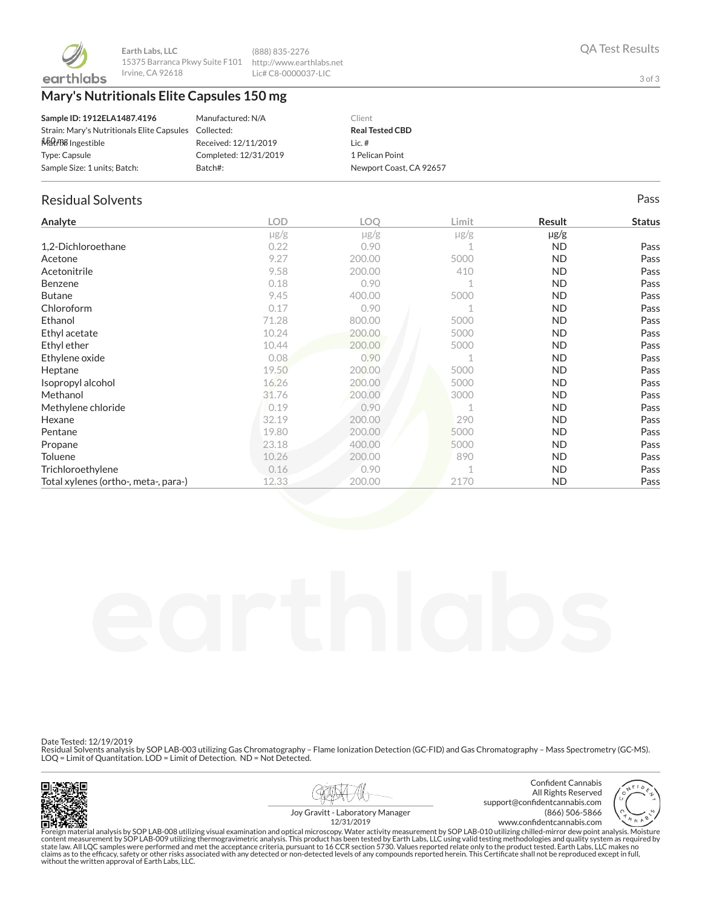**Earth Labs, LLC**
15375 Barranca Pkwy Suite F101
Irvine, CA 92618

(888) 835-2276
http://www.earthlabs.net
Lic# C8-0000037-LIC

QA Test Results

# Mary's Nutritionals Elite Capsules 150 mg

| | | |
|---|---|---|
| **Sample ID: 1912ELA1487.4196** | Manufactured: N/A | Client |
| Strain: Mary's Nutritionals Elite Capsules 150 mg | Collected: | **Real Tested CBD** |
| Matrix: Ingestible | Received: 12/11/2019 | Lic. # |
| Type: Capsule | Completed: 12/31/2019 | 1 Pelican Point |
| Sample Size: 1 units; Batch: | Batch#: | Newport Coast, CA 92657 |

## Residual Solvents

Pass

| Analyte | LOD | LOQ | Limit | Result | Status |
|---|---|---|---|---|---|
| | μg/g | μg/g | μg/g | μg/g | |
| 1,2-Dichloroethane | 0.22 | 0.90 | 1 | ND | Pass |
| Acetone | 9.27 | 200.00 | 5000 | ND | Pass |
| Acetonitrile | 9.58 | 200.00 | 410 | ND | Pass |
| Benzene | 0.18 | 0.90 | 1 | ND | Pass |
| Butane | 9.45 | 400.00 | 5000 | ND | Pass |
| Chloroform | 0.17 | 0.90 | 1 | ND | Pass |
| Ethanol | 71.28 | 800.00 | 5000 | ND | Pass |
| Ethyl acetate | 10.24 | 200.00 | 5000 | ND | Pass |
| Ethyl ether | 10.44 | 200.00 | 5000 | ND | Pass |
| Ethylene oxide | 0.08 | 0.90 | 1 | ND | Pass |
| Heptane | 19.50 | 200.00 | 5000 | ND | Pass |
| Isopropyl alcohol | 16.26 | 200.00 | 5000 | ND | Pass |
| Methanol | 31.76 | 200.00 | 3000 | ND | Pass |
| Methylene chloride | 0.19 | 0.90 | 1 | ND | Pass |
| Hexane | 32.19 | 200.00 | 290 | ND | Pass |
| Pentane | 19.80 | 200.00 | 5000 | ND | Pass |
| Propane | 23.18 | 400.00 | 5000 | ND | Pass |
| Toluene | 10.26 | 200.00 | 890 | ND | Pass |
| Trichloroethylene | 0.16 | 0.90 | 1 | ND | Pass |
| Total xylenes (ortho-, meta-, para-) | 12.33 | 200.00 | 2170 | ND | Pass |

Date Tested: 12/19/2019
Residual Solvents analysis by SOP LAB-003 utilizing Gas Chromatography – Flame Ionization Detection (GC-FID) and Gas Chromatography – Mass Spectrometry (GC-MS).
LOQ = Limit of Quantitation. LOD = Limit of Detection. ND = Not Detected.

Joy Gravitt - Laboratory Manager
12/31/2019

Confident Cannabis
All Rights Reserved
support@confidentcannabis.com
(866) 506-5866
www.confidentcannabis.com

Foreign material analysis by SOP LAB-008 utilizing visual examination and optical microscopy. Water activity measurement by SOP LAB-010 utilizing chilled-mirror dew point analysis. Moisture content measurement by SOP LAB-009 utilizing thermogravimetric analysis. This product has been tested by Earth Labs, LLC using valid testing methodologies and quality system as required by state law. All LQC samples were performed and met the acceptance criteria, pursuant to 16 CCR section 5730. Values reported relate only to the product tested. Earth Labs, LLC makes no claims as to the efficacy, safety or other risks associated with any detected or non-detected levels of any compounds reported herein. This Certificate shall not be reproduced except in full, without the written approval of Earth Labs, LLC.